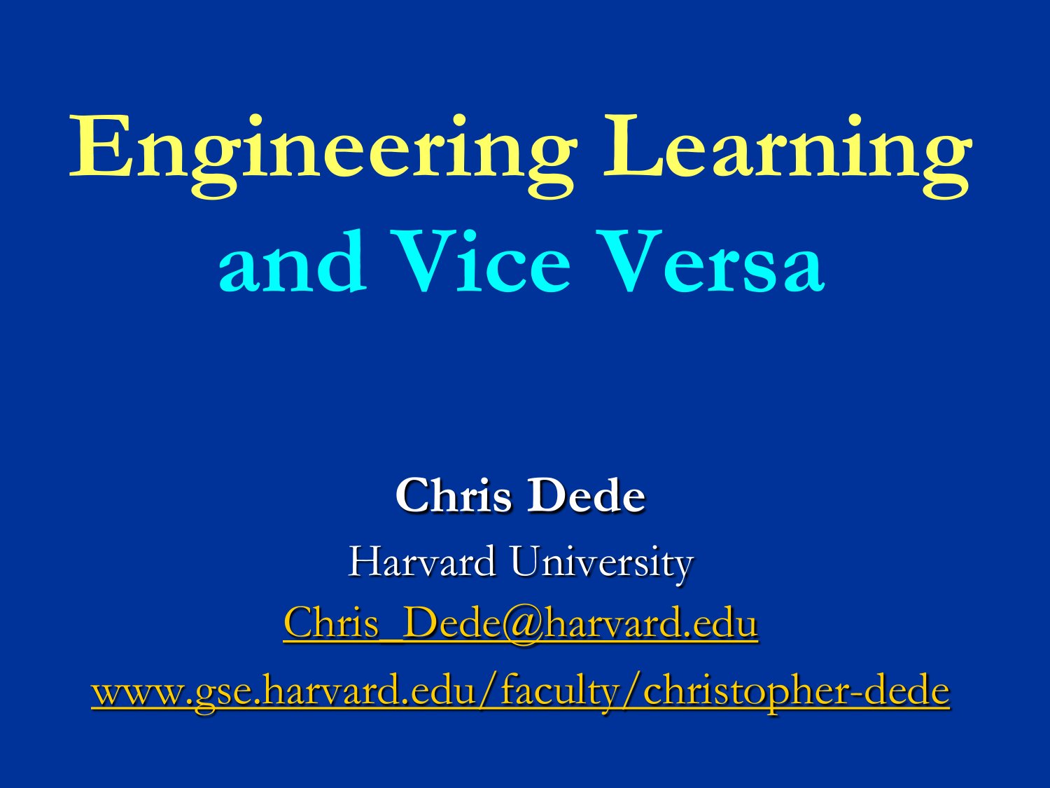# Engineering Learning and Vice Versa

**Chris Dede**

Harvard University

Chris_Dede@harvard.edu

www.gse.harvard.edu/faculty/christopher-dede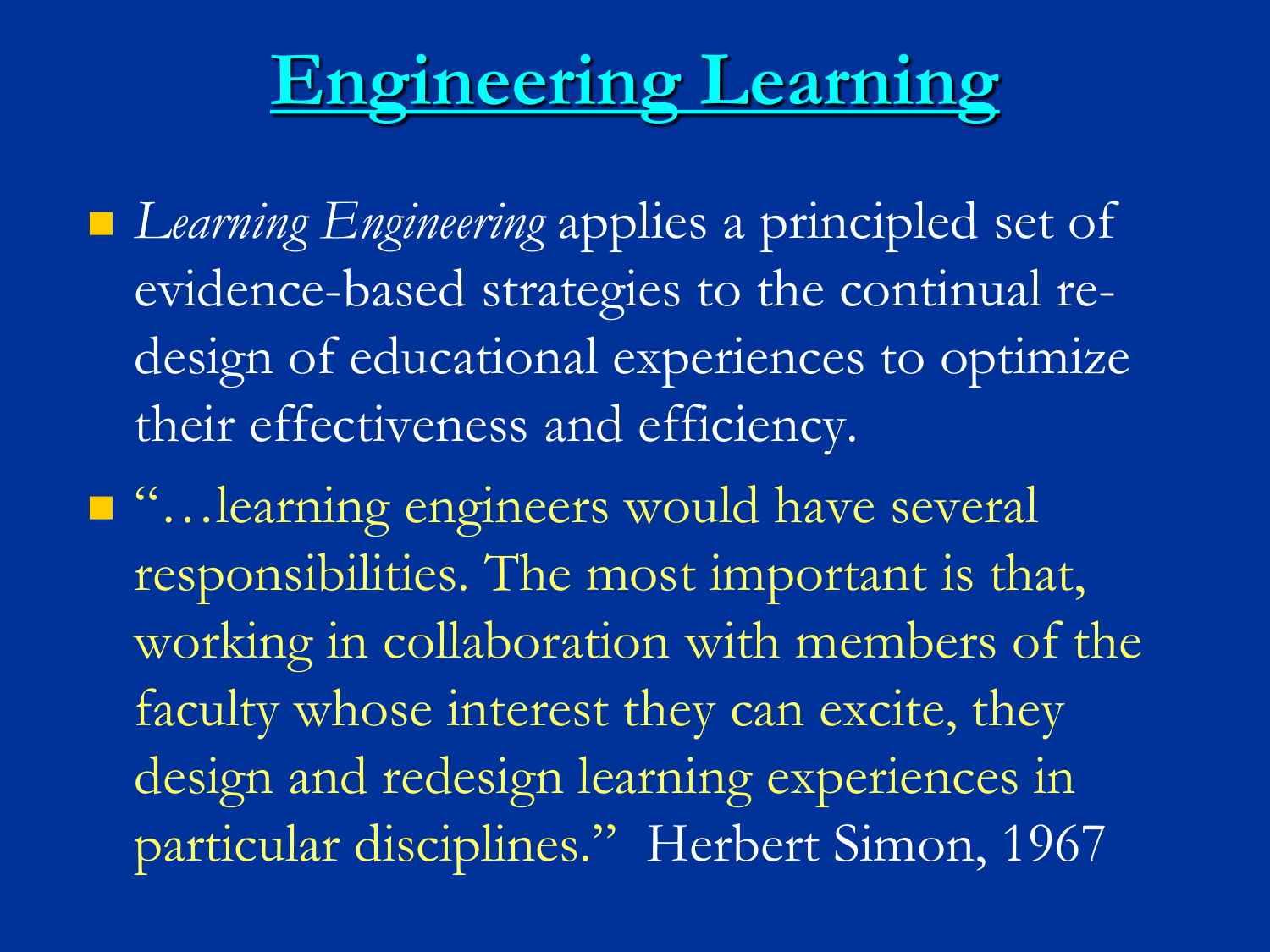# Engineering Learning

- *Learning Engineering* applies a principled set of evidence-based strategies to the continual re-design of educational experiences to optimize their effectiveness and efficiency.
- "…learning engineers would have several responsibilities. The most important is that, working in collaboration with members of the faculty whose interest they can excite, they design and redesign learning experiences in particular disciplines." Herbert Simon, 1967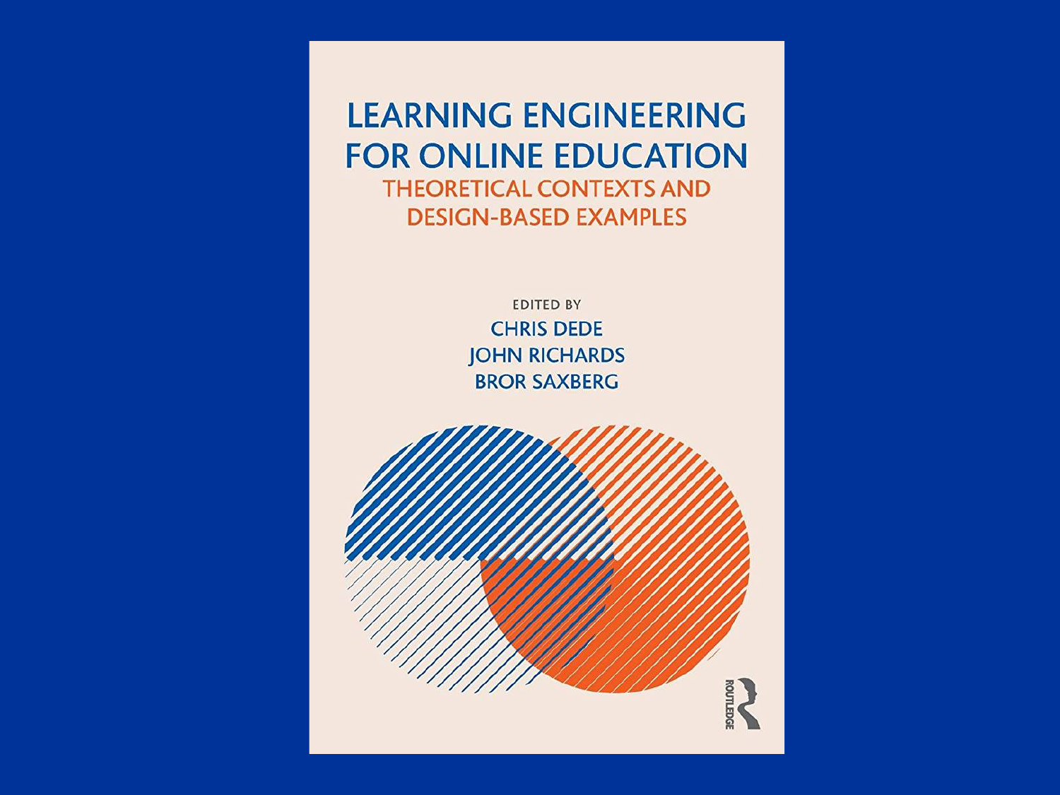# LEARNING ENGINEERING FOR ONLINE EDUCATION

## THEORETICAL CONTEXTS AND DESIGN-BASED EXAMPLES

EDITED BY

CHRIS DEDE

JOHN RICHARDS

BROR SAXBERG

ROUTLEDGE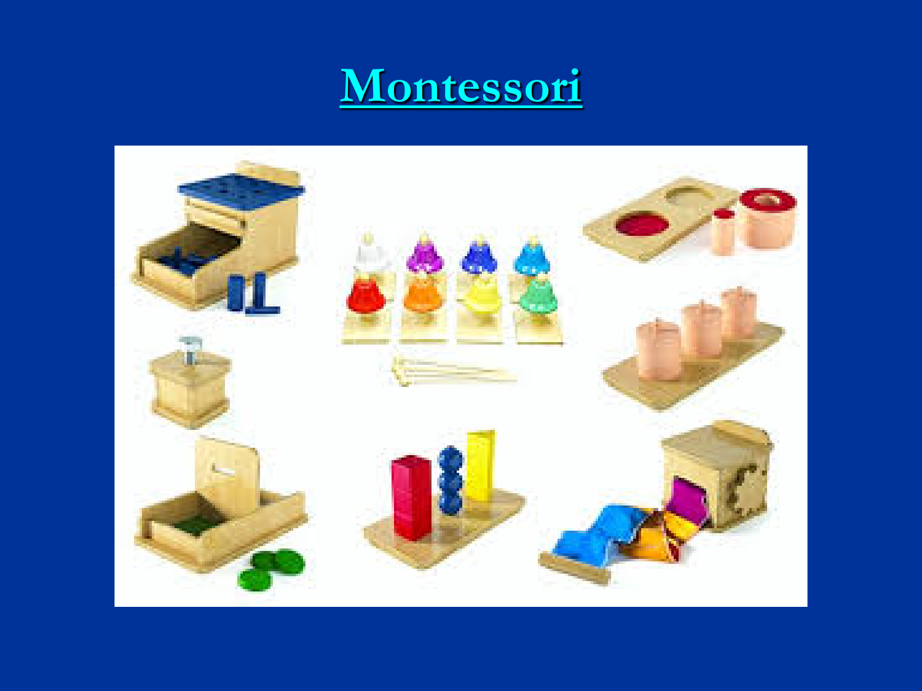# Montessori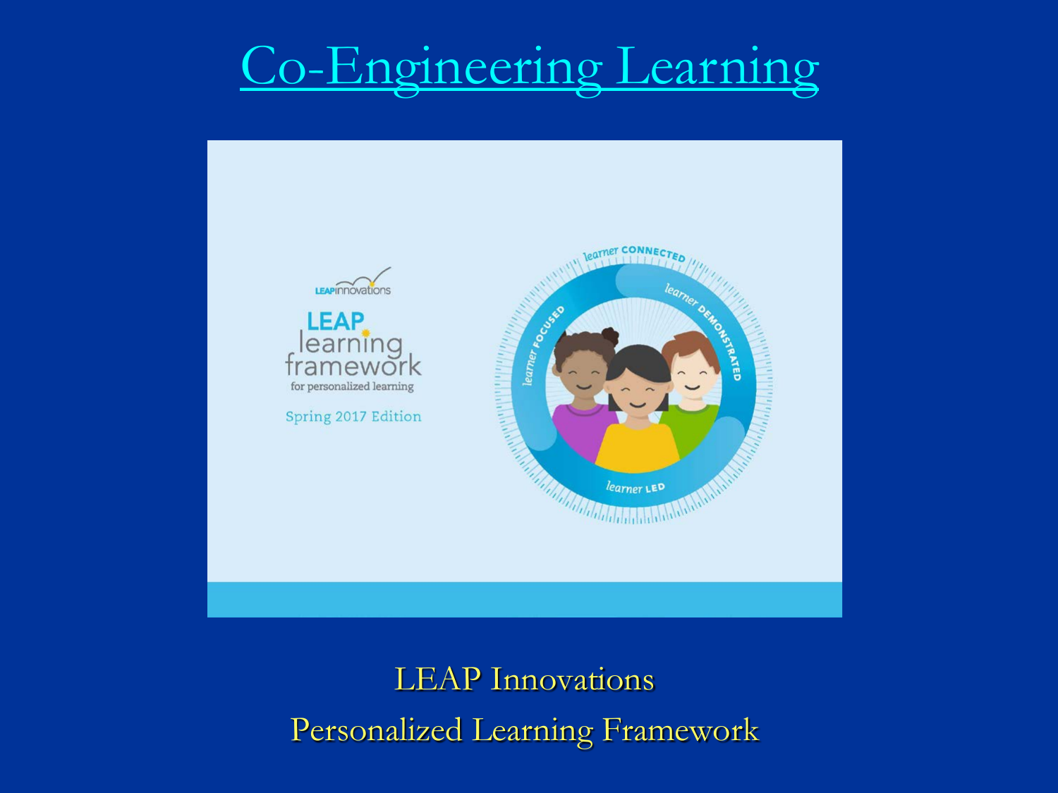# Co-Engineering Learning

LEAPinnovations

LEAP learning framework
for personalized learning

Spring 2017 Edition

learner CONNECTED

learner DEMONSTRATED

learner FOCUSED

learner LED

LEAP Innovations

Personalized Learning Framework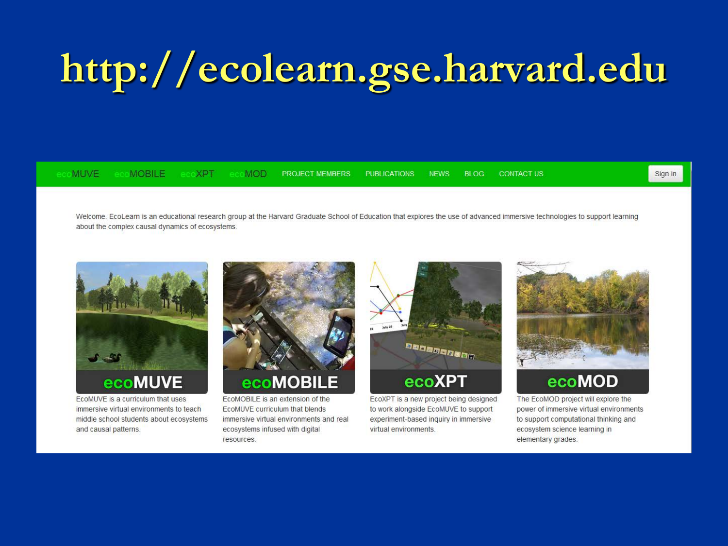# http://ecolearn.gse.harvard.edu

ecoMUVE ecoMOBILE ecoXPT ecoMOD PROJECT MEMBERS PUBLICATIONS NEWS BLOG CONTACT US Sign in

Welcome. EcoLearn is an educational research group at the Harvard Graduate School of Education that explores the use of advanced immersive technologies to support learning about the complex causal dynamics of ecosystems.

**ecoMUVE**

EcoMUVE is a curriculum that uses immersive virtual environments to teach middle school students about ecosystems and causal patterns.

**ecoMOBILE**

EcoMOBILE is an extension of the EcoMUVE curriculum that blends immersive virtual environments and real ecosystems infused with digital resources.

**ecoXPT**

EcoXPT is a new project being designed to work alongside EcoMUVE to support experiment-based inquiry in immersive virtual environments.

**ecoMOD**

The EcoMOD project will explore the power of immersive virtual environments to support computational thinking and ecosystem science learning in elementary grades.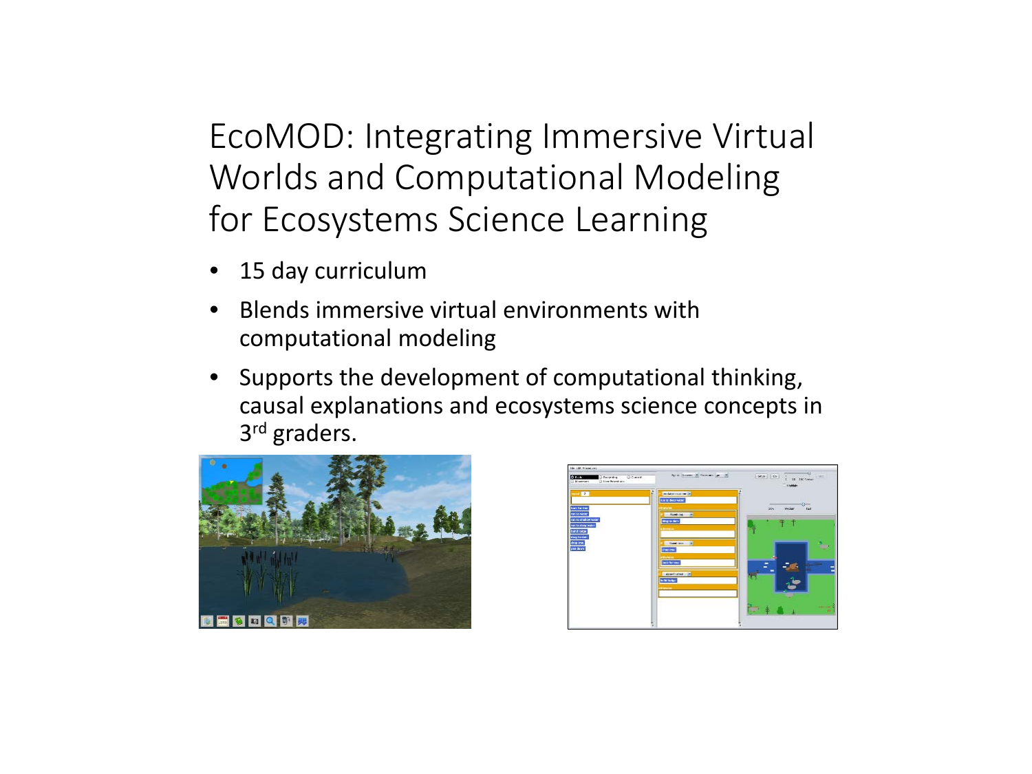# EcoMOD: Integrating Immersive Virtual Worlds and Computational Modeling for Ecosystems Science Learning

- 15 day curriculum
- Blends immersive virtual environments with computational modeling
- Supports the development of computational thinking, causal explanations and ecosystems science concepts in 3rd graders.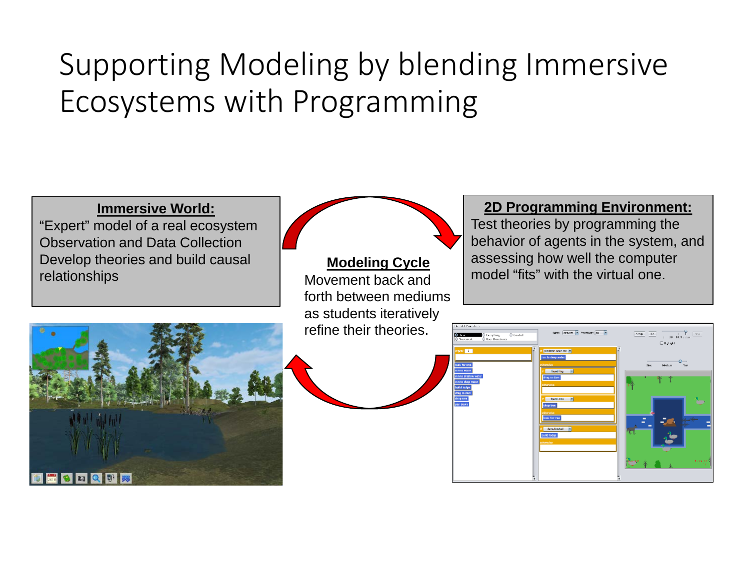# Supporting Modeling by blending Immersive Ecosystems with Programming

**Immersive World:**
"Expert" model of a real ecosystem
Observation and Data Collection
Develop theories and build causal relationships

**Modeling Cycle**
Movement back and forth between mediums as students iteratively refine their theories.

**2D Programming Environment:**
Test theories by programming the behavior of agents in the system, and assessing how well the computer model "fits" with the virtual one.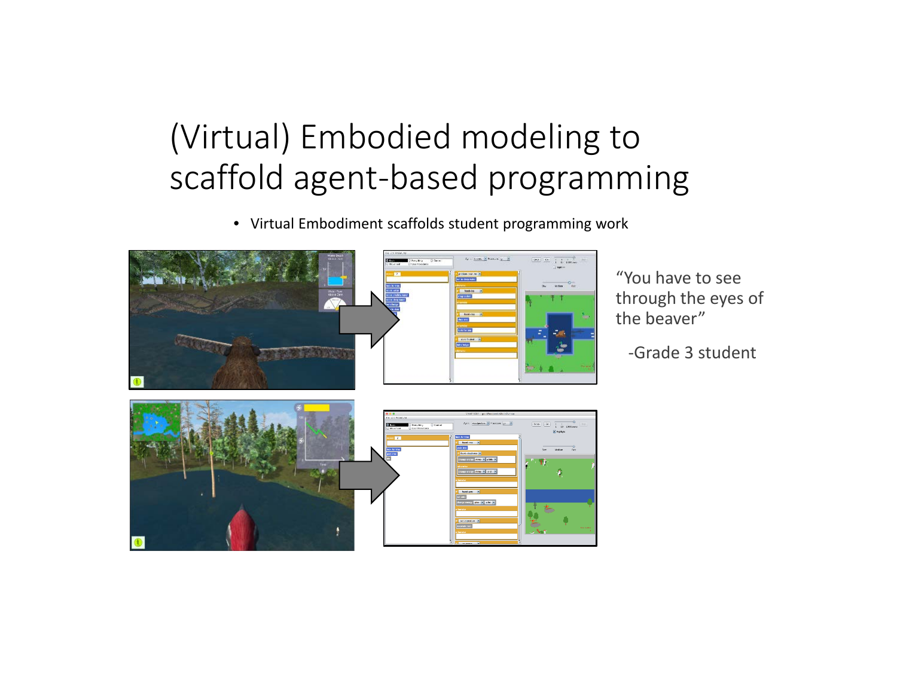# (Virtual) Embodied modeling to scaffold agent-based programming

- Virtual Embodiment scaffolds student programming work

"You have to see through the eyes of the beaver"

-Grade 3 student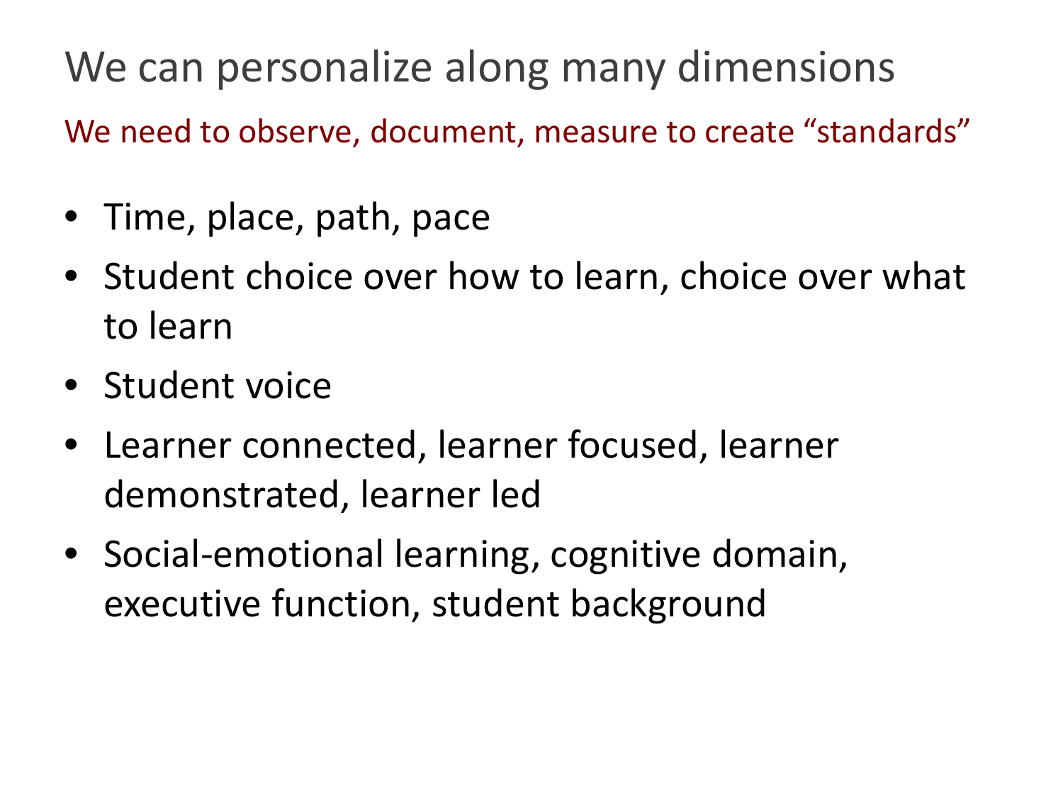# We can personalize along many dimensions

We need to observe, document, measure to create “standards”

- Time, place, path, pace
- Student choice over how to learn, choice over what to learn
- Student voice
- Learner connected, learner focused, learner demonstrated, learner led
- Social-emotional learning, cognitive domain, executive function, student background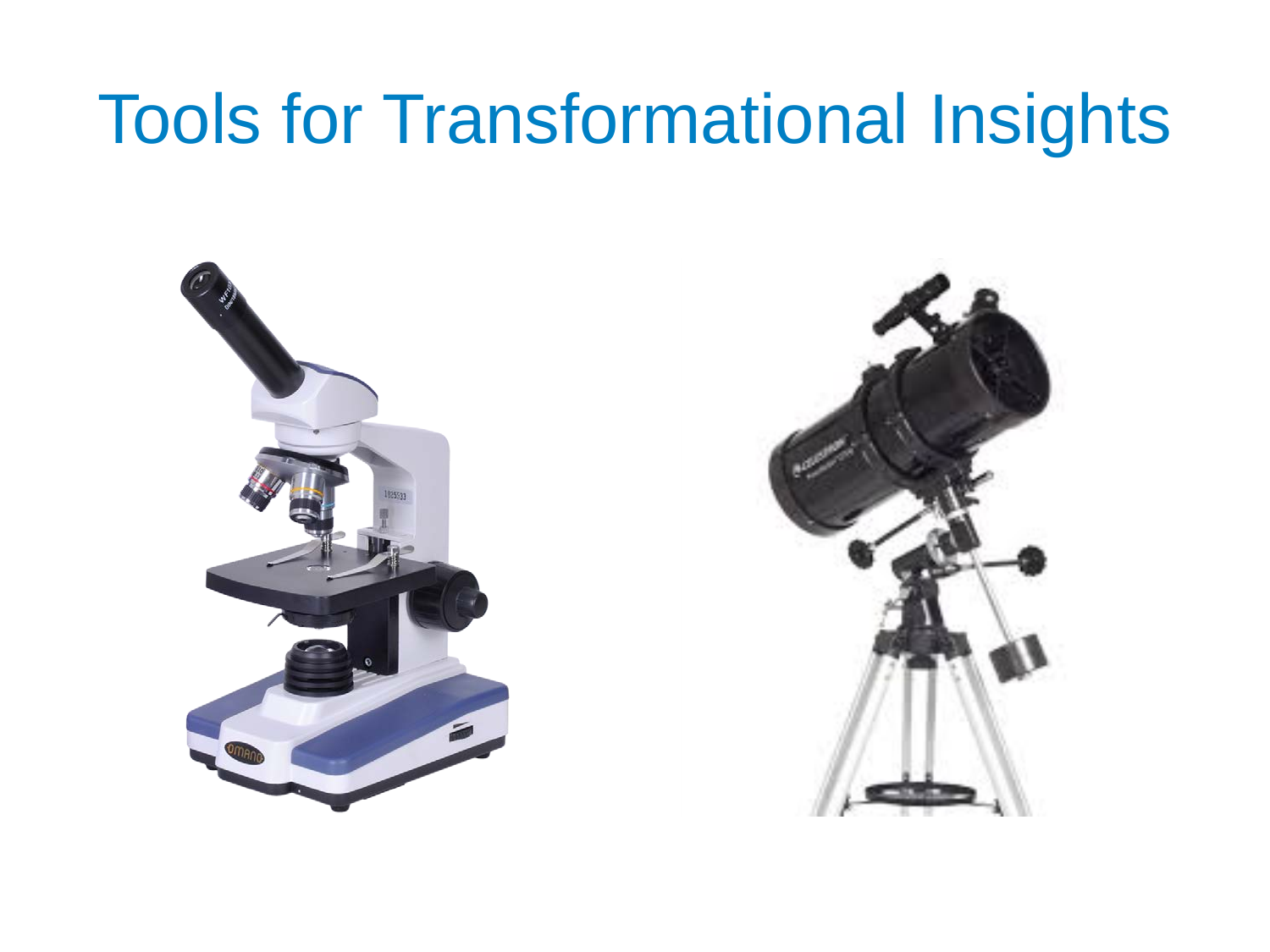# Tools for Transformational Insights